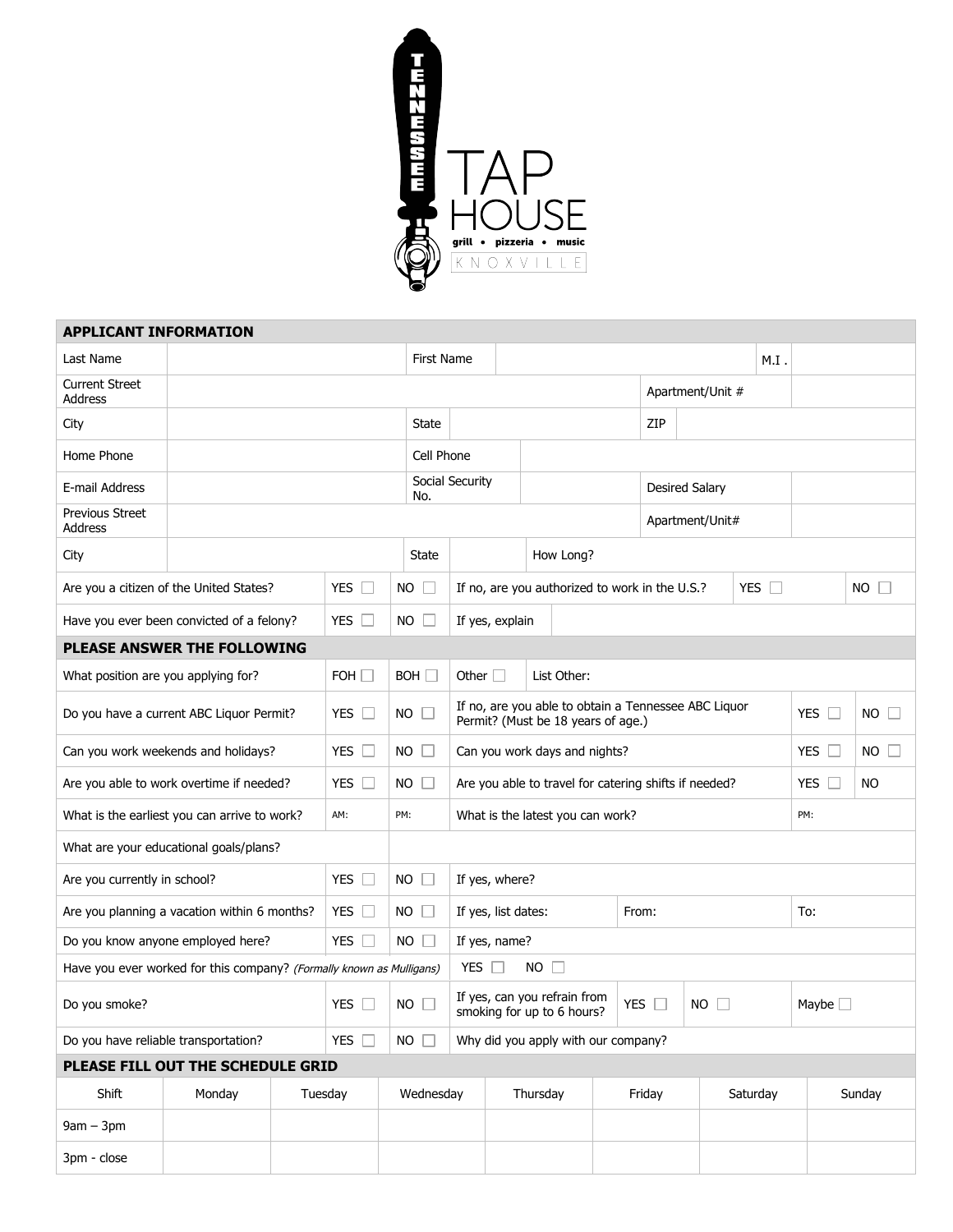# TENNESSEE TAP HOUSE

grill • pizzeria • music

KNOXVILLE

## APPLICANT INFORMATION

| | | | | | |
|---|---|---|---|---|---|
| Last Name | | First Name | | M.I. | |
| Current Street Address | | | | Apartment/Unit # | |
| City | | State | | ZIP | |
| Home Phone | | Cell Phone | | | |
| E-mail Address | | Social Security No. | | Desired Salary | |
| Previous Street Address | | | | Apartment/Unit# | |
| City | | State | | How Long? | |

| | | | | | |
|---|---|---|---|---|---|
| Are you a citizen of the United States? | YES ☐ | NO ☐ | If no, are you authorized to work in the U.S.? | YES ☐ | NO ☐ |
| Have you ever been convicted of a felony? | YES ☐ | NO ☐ | If yes, explain | | |

## PLEASE ANSWER THE FOLLOWING

| | | | | | |
|---|---|---|---|---|---|
| What position are you applying for? | FOH ☐ | BOH ☐ | Other ☐ List Other: | | |
| Do you have a current ABC Liquor Permit? | YES ☐ | NO ☐ | If no, are you able to obtain a Tennessee ABC Liquor Permit? (Must be 18 years of age.) | YES ☐ | NO ☐ |
| Can you work weekends and holidays? | YES ☐ | NO ☐ | Can you work days and nights? | YES ☐ | NO ☐ |
| Are you able to work overtime if needed? | YES ☐ | NO ☐ | Are you able to travel for catering shifts if needed? | YES ☐ | NO |
| What is the earliest you can arrive to work? | AM: | PM: | What is the latest you can work? | PM: | |
| What are your educational goals/plans? | | | | | |
| Are you currently in school? | YES ☐ | NO ☐ | If yes, where? | | |
| Are you planning a vacation within 6 months? | YES ☐ | NO ☐ | If yes, list dates: From: | To: | |
| Do you know anyone employed here? | YES ☐ | NO ☐ | If yes, name? | | |
| Have you ever worked for this company? *(Formally known as Mulligans)* | YES ☐ | NO ☐ | | | |
| Do you smoke? | YES ☐ | NO ☐ | If yes, can you refrain from smoking for up to 6 hours? YES ☐ NO ☐ | Maybe ☐ | |
| Do you have reliable transportation? | YES ☐ | NO ☐ | Why did you apply with our company? | | |

## PLEASE FILL OUT THE SCHEDULE GRID

| Shift | Monday | Tuesday | Wednesday | Thursday | Friday | Saturday | Sunday |
|---|---|---|---|---|---|---|---|
| 9am – 3pm | | | | | | | |
| 3pm - close | | | | | | | |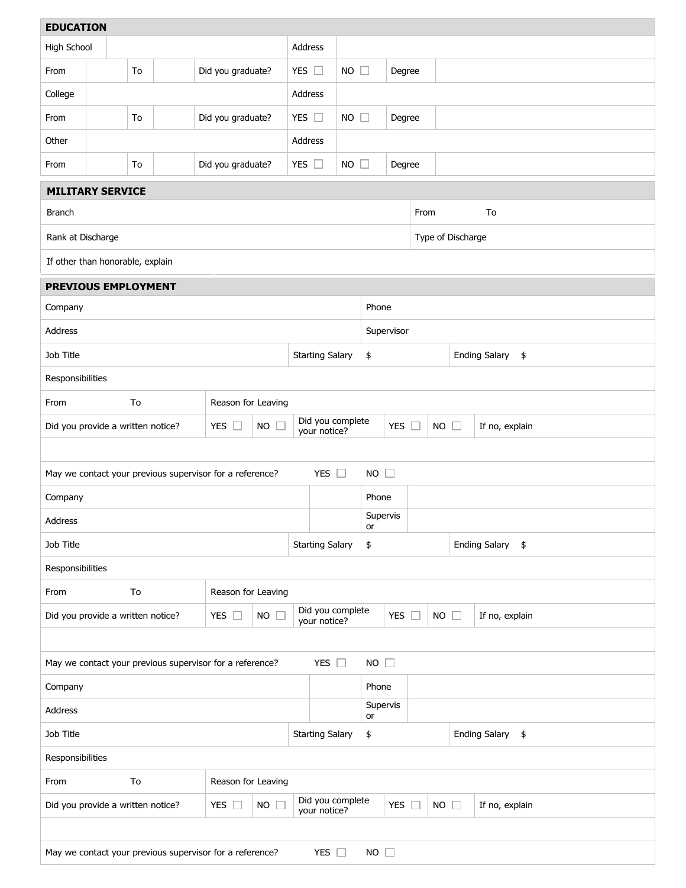## EDUCATION

| High School | | | | | Address | | | |
|---|---|---|---|---|---|---|---|---|
| From | | To | | Did you graduate? | YES ☐ | NO ☐ | Degree | |
| College | | | | | Address | | | |
| From | | To | | Did you graduate? | YES ☐ | NO ☐ | Degree | |
| Other | | | | | Address | | | |
| From | | To | | Did you graduate? | YES ☐ | NO ☐ | Degree | |

## MILITARY SERVICE

| Branch | From To |
|---|---|
| Rank at Discharge | Type of Discharge |
| If other than honorable, explain | |

## PREVIOUS EMPLOYMENT

| Company | | | | | | Phone | | |
|---|---|---|---|---|---|---|---|---|
| Address | | | | | | Supervisor | | |
| Job Title | | | | Starting Salary $ | | | Ending Salary $ | |
| Responsibilities | | | | | | | | |
| From To | Reason for Leaving | | | | | | | |
| Did you provide a written notice? | YES ☐ | NO ☐ | Did you complete your notice? | YES ☐ | NO ☐ | If no, explain | | |
| | | | | | | | | |
| May we contact your previous supervisor for a reference? | YES ☐ | NO ☐ | | | | | | |

| Company | | | | | | Phone | | |
|---|---|---|---|---|---|---|---|---|
| Address | | | | | | Supervisor | | |
| Job Title | | | | Starting Salary $ | | | Ending Salary $ | |
| Responsibilities | | | | | | | | |
| From To | Reason for Leaving | | | | | | | |
| Did you provide a written notice? | YES ☐ | NO ☐ | Did you complete your notice? | YES ☐ | NO ☐ | If no, explain | | |
| | | | | | | | | |
| May we contact your previous supervisor for a reference? | YES ☐ | NO ☐ | | | | | | |

| Company | | | | | | Phone | | |
|---|---|---|---|---|---|---|---|---|
| Address | | | | | | Supervisor | | |
| Job Title | | | | Starting Salary $ | | | Ending Salary $ | |
| Responsibilities | | | | | | | | |
| From To | Reason for Leaving | | | | | | | |
| Did you provide a written notice? | YES ☐ | NO ☐ | Did you complete your notice? | YES ☐ | NO ☐ | If no, explain | | |
| | | | | | | | | |
| May we contact your previous supervisor for a reference? | YES ☐ | NO ☐ | | | | | | |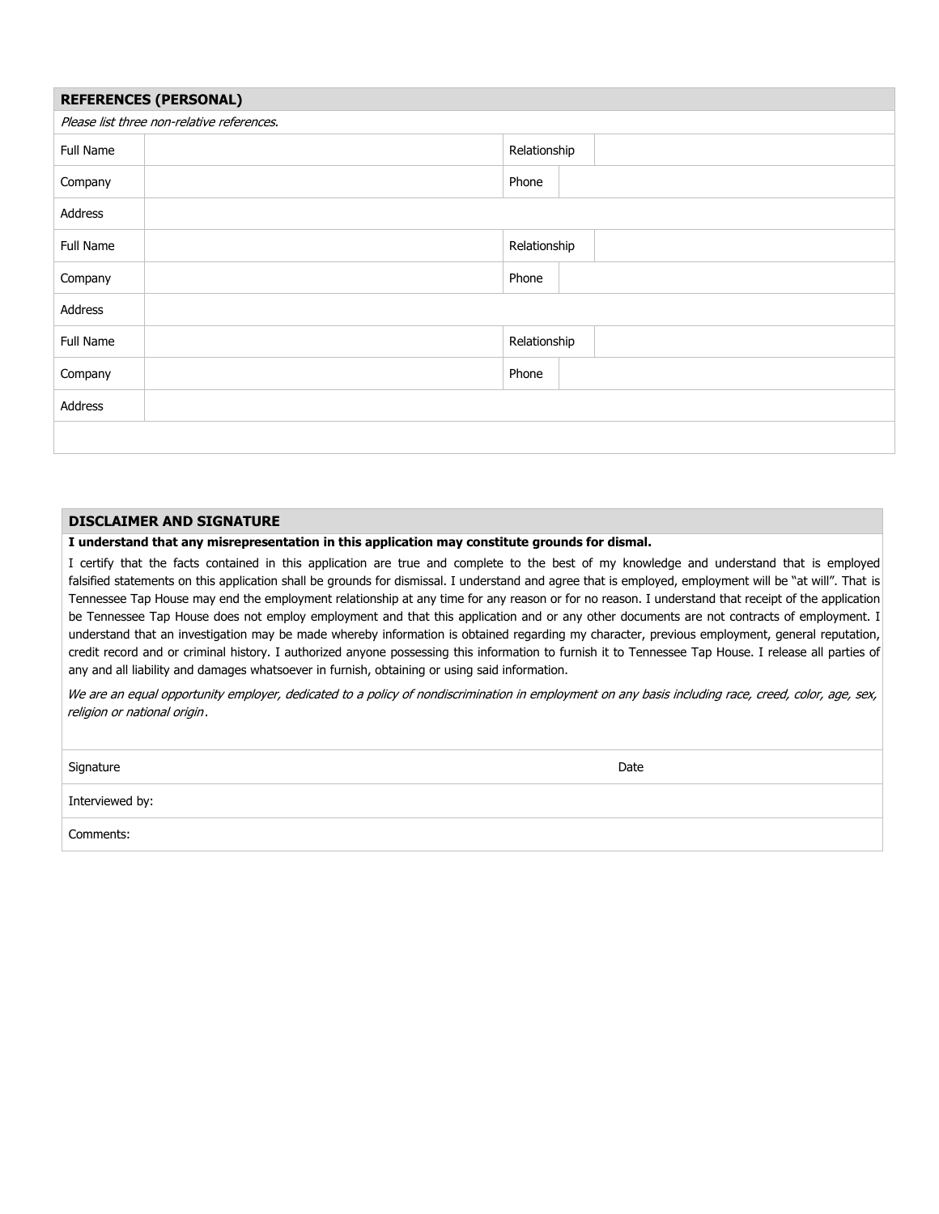## REFERENCES (PERSONAL)

*Please list three non-relative references.*

| | | | |
|---|---|---|---|
| Full Name | | Relationship | |
| Company | | Phone | |
| Address | | | |
| Full Name | | Relationship | |
| Company | | Phone | |
| Address | | | |
| Full Name | | Relationship | |
| Company | | Phone | |
| Address | | | |

## DISCLAIMER AND SIGNATURE

**I understand that any misrepresentation in this application may constitute grounds for dismal.**

I certify that the facts contained in this application are true and complete to the best of my knowledge and understand that is employed falsified statements on this application shall be grounds for dismissal. I understand and agree that is employed, employment will be "at will". That is Tennessee Tap House may end the employment relationship at any time for any reason or for no reason. I understand that receipt of the application be Tennessee Tap House does not employ employment and that this application and or any other documents are not contracts of employment. I understand that an investigation may be made whereby information is obtained regarding my character, previous employment, general reputation, credit record and or criminal history. I authorized anyone possessing this information to furnish it to Tennessee Tap House. I release all parties of any and all liability and damages whatsoever in furnish, obtaining or using said information.

*We are an equal opportunity employer, dedicated to a policy of nondiscrimination in employment on any basis including race, creed, color, age, sex, religion or national origin*.

| | |
|---|---|
| Signature | Date |
| Interviewed by: | |
| Comments: | |